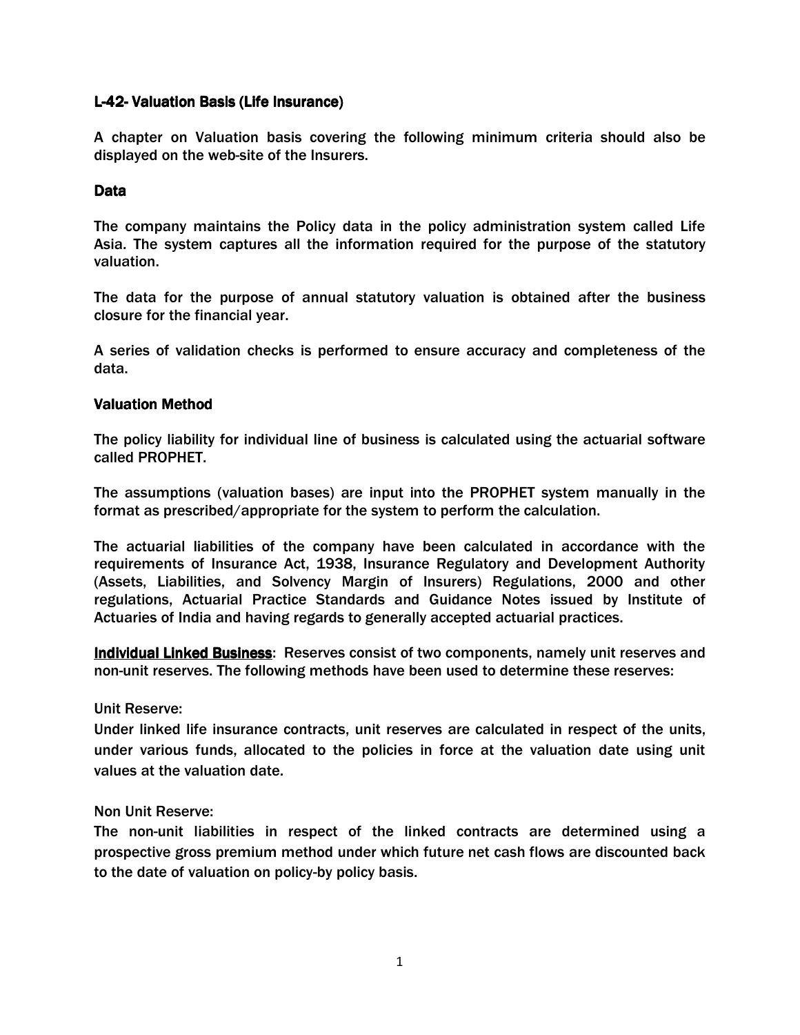# L-42- Valuation Basis (Life Insurance)

A chapter on Valuation basis covering the following minimum criteria should also be displayed on the web-site of the Insurers.

## Data

The company maintains the Policy data in the policy administration system called Life Asia. The system captures all the information required for the purpose of the statutory valuation.

The data for the purpose of annual statutory valuation is obtained after the business closure for the financial year.

A series of validation checks is performed to ensure accuracy and completeness of the data.

## Valuation Method

The policy liability for individual line of business is calculated using the actuarial software called PROPHET.

The assumptions (valuation bases) are input into the PROPHET system manually in the format as prescribed/appropriate for the system to perform the calculation.

The actuarial liabilities of the company have been calculated in accordance with the requirements of Insurance Act, 1938, Insurance Regulatory and Development Authority (Assets, Liabilities, and Solvency Margin of Insurers) Regulations, 2000 and other regulations, Actuarial Practice Standards and Guidance Notes issued by Institute of Actuaries of India and having regards to generally accepted actuarial practices.

**Individual Linked Business**: Reserves consist of two components, namely unit reserves and non-unit reserves. The following methods have been used to determine these reserves:

Unit Reserve:
Under linked life insurance contracts, unit reserves are calculated in respect of the units, under various funds, allocated to the policies in force at the valuation date using unit values at the valuation date.

Non Unit Reserve:
The non-unit liabilities in respect of the linked contracts are determined using a prospective gross premium method under which future net cash flows are discounted back to the date of valuation on policy-by policy basis.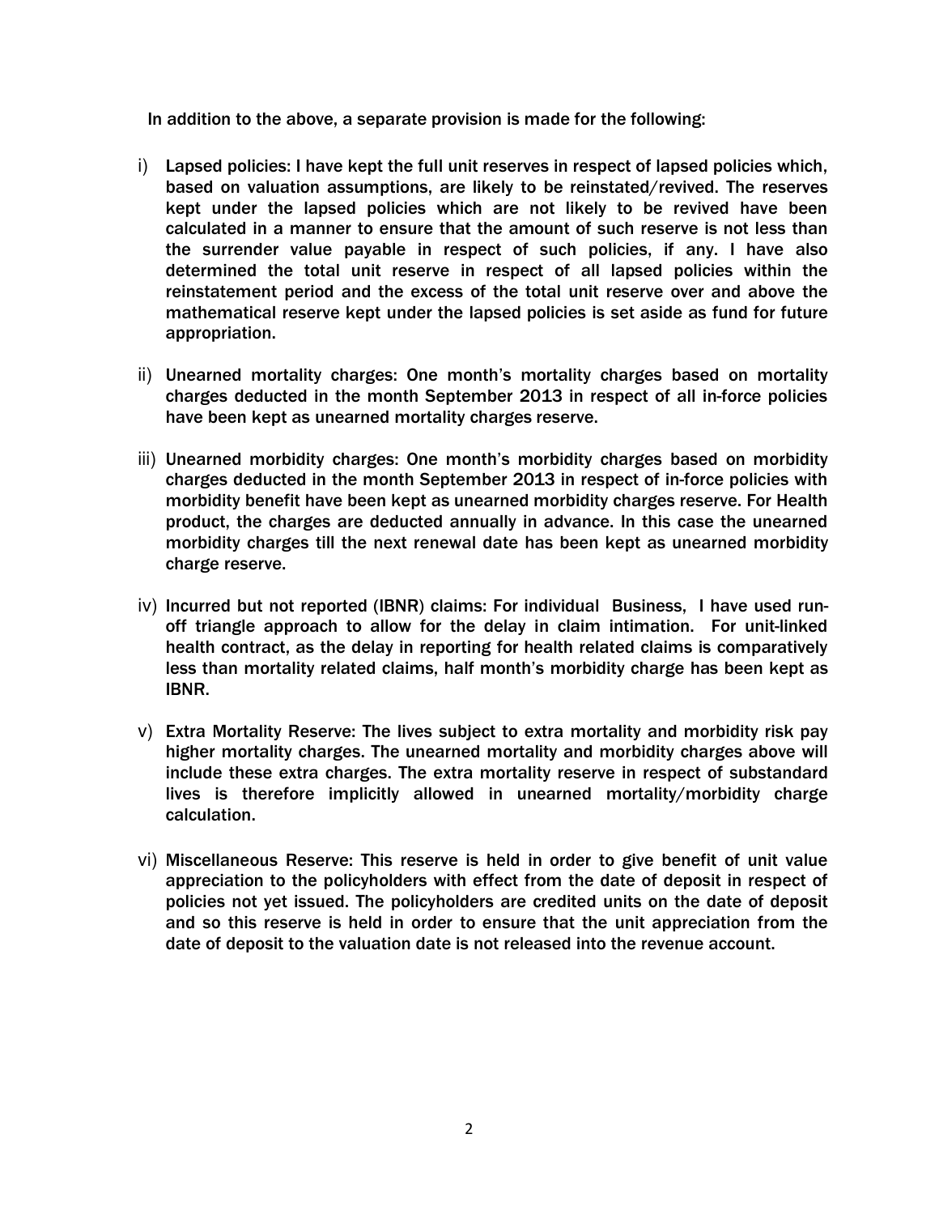In addition to the above, a separate provision is made for the following:

i) Lapsed policies: I have kept the full unit reserves in respect of lapsed policies which, based on valuation assumptions, are likely to be reinstated/revived. The reserves kept under the lapsed policies which are not likely to be revived have been calculated in a manner to ensure that the amount of such reserve is not less than the surrender value payable in respect of such policies, if any. I have also determined the total unit reserve in respect of all lapsed policies within the reinstatement period and the excess of the total unit reserve over and above the mathematical reserve kept under the lapsed policies is set aside as fund for future appropriation.

ii) Unearned mortality charges: One month's mortality charges based on mortality charges deducted in the month September 2013 in respect of all in-force policies have been kept as unearned mortality charges reserve.

iii) Unearned morbidity charges: One month's morbidity charges based on morbidity charges deducted in the month September 2013 in respect of in-force policies with morbidity benefit have been kept as unearned morbidity charges reserve. For Health product, the charges are deducted annually in advance. In this case the unearned morbidity charges till the next renewal date has been kept as unearned morbidity charge reserve.

iv) Incurred but not reported (IBNR) claims: For individual Business, I have used run-off triangle approach to allow for the delay in claim intimation. For unit-linked health contract, as the delay in reporting for health related claims is comparatively less than mortality related claims, half month's morbidity charge has been kept as IBNR.

v) Extra Mortality Reserve: The lives subject to extra mortality and morbidity risk pay higher mortality charges. The unearned mortality and morbidity charges above will include these extra charges. The extra mortality reserve in respect of substandard lives is therefore implicitly allowed in unearned mortality/morbidity charge calculation.

vi) Miscellaneous Reserve: This reserve is held in order to give benefit of unit value appreciation to the policyholders with effect from the date of deposit in respect of policies not yet issued. The policyholders are credited units on the date of deposit and so this reserve is held in order to ensure that the unit appreciation from the date of deposit to the valuation date is not released into the revenue account.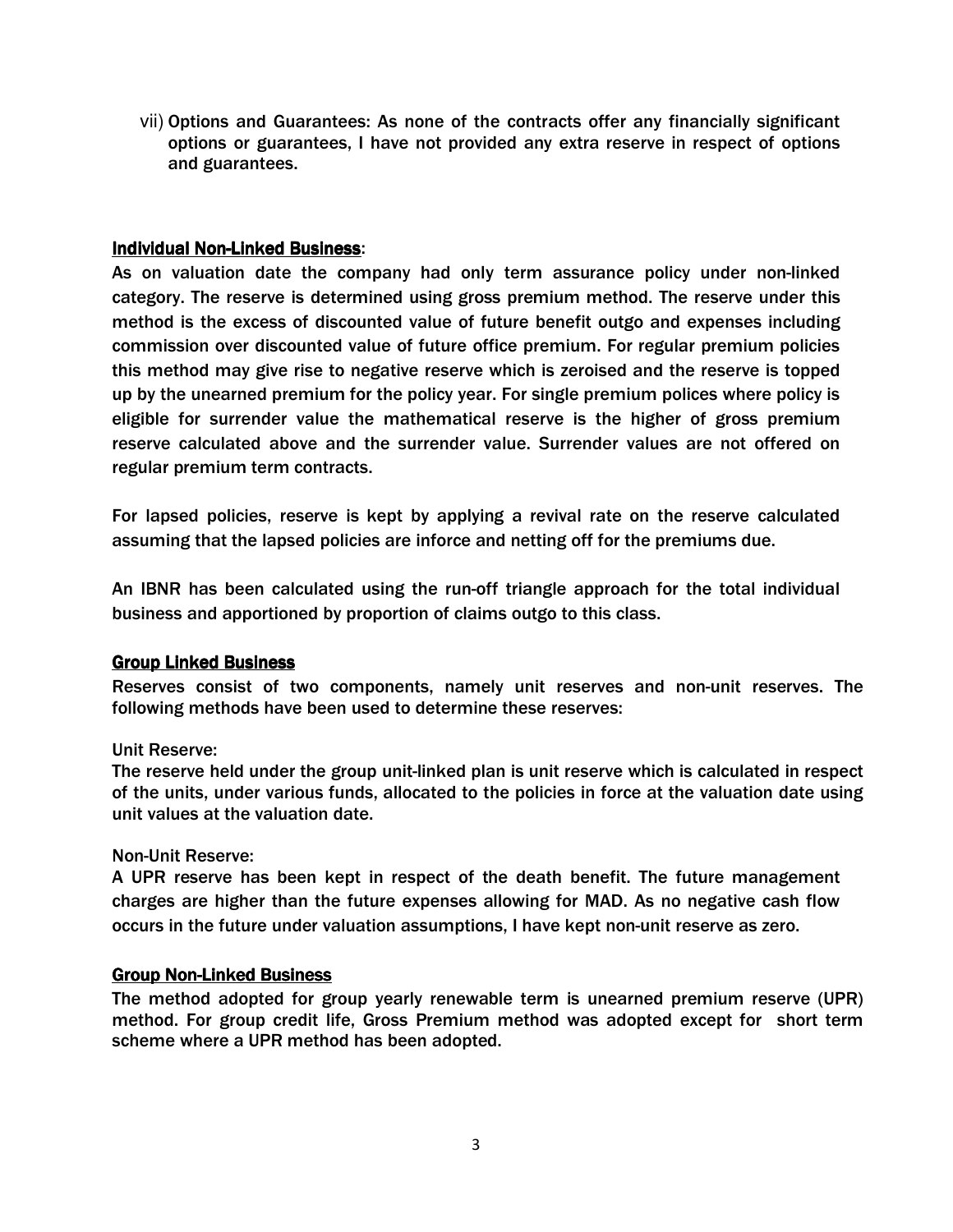vii) Options and Guarantees: As none of the contracts offer any financially significant options or guarantees, I have not provided any extra reserve in respect of options and guarantees.

**Individual Non-Linked Business**:

As on valuation date the company had only term assurance policy under non-linked category. The reserve is determined using gross premium method. The reserve under this method is the excess of discounted value of future benefit outgo and expenses including commission over discounted value of future office premium. For regular premium policies this method may give rise to negative reserve which is zeroised and the reserve is topped up by the unearned premium for the policy year. For single premium polices where policy is eligible for surrender value the mathematical reserve is the higher of gross premium reserve calculated above and the surrender value. Surrender values are not offered on regular premium term contracts.

For lapsed policies, reserve is kept by applying a revival rate on the reserve calculated assuming that the lapsed policies are inforce and netting off for the premiums due.

An IBNR has been calculated using the run-off triangle approach for the total individual business and apportioned by proportion of claims outgo to this class.

**Group Linked Business**

Reserves consist of two components, namely unit reserves and non-unit reserves. The following methods have been used to determine these reserves:

Unit Reserve:

The reserve held under the group unit-linked plan is unit reserve which is calculated in respect of the units, under various funds, allocated to the policies in force at the valuation date using unit values at the valuation date.

Non-Unit Reserve:

A UPR reserve has been kept in respect of the death benefit. The future management charges are higher than the future expenses allowing for MAD. As no negative cash flow occurs in the future under valuation assumptions, I have kept non-unit reserve as zero.

**Group Non-Linked Business**

The method adopted for group yearly renewable term is unearned premium reserve (UPR) method. For group credit life, Gross Premium method was adopted except for short term scheme where a UPR method has been adopted.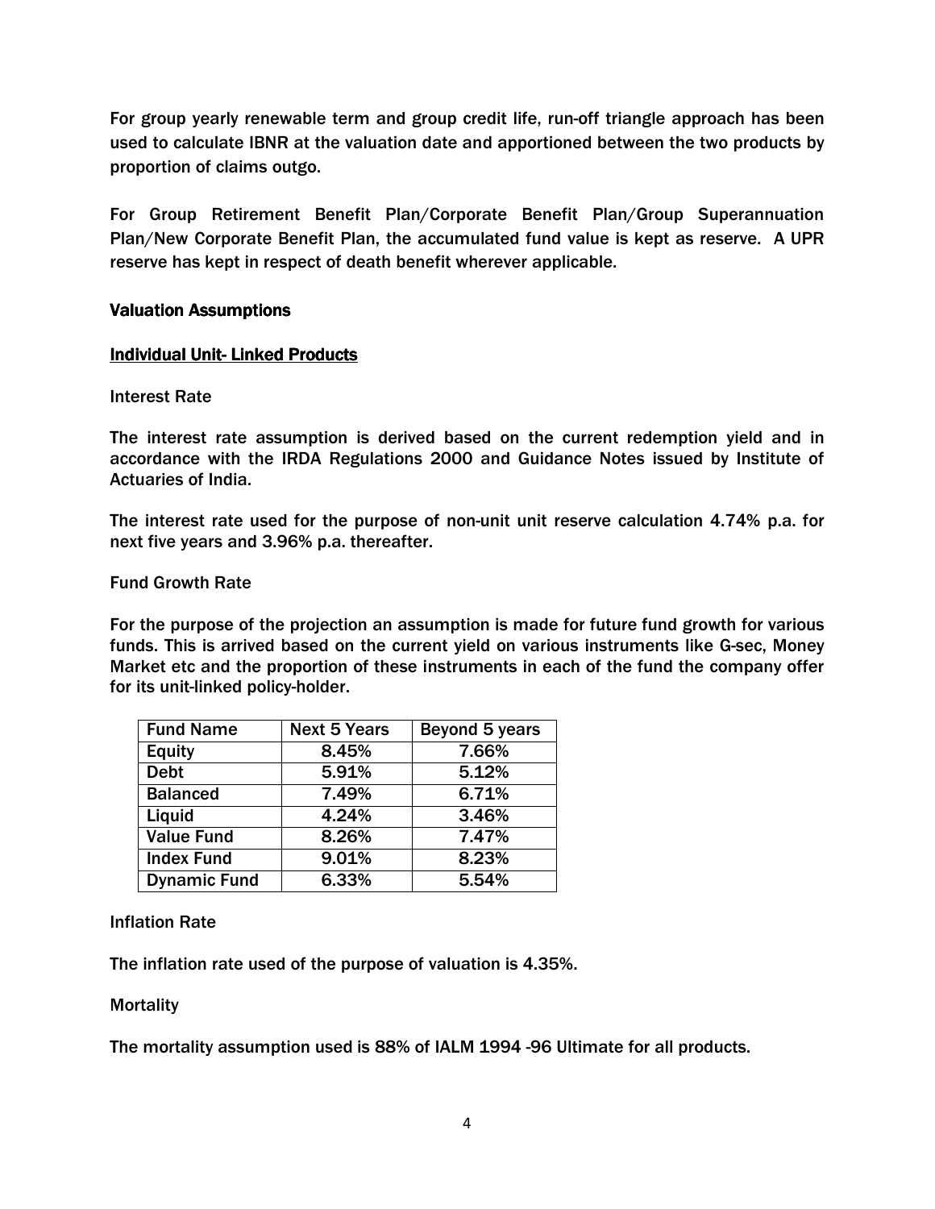For group yearly renewable term and group credit life, run-off triangle approach has been used to calculate IBNR at the valuation date and apportioned between the two products by proportion of claims outgo.

For Group Retirement Benefit Plan/Corporate Benefit Plan/Group Superannuation Plan/New Corporate Benefit Plan, the accumulated fund value is kept as reserve. A UPR reserve has kept in respect of death benefit wherever applicable.

## Valuation Assumptions

### Individual Unit- Linked Products

Interest Rate

The interest rate assumption is derived based on the current redemption yield and in accordance with the IRDA Regulations 2000 and Guidance Notes issued by Institute of Actuaries of India.

The interest rate used for the purpose of non-unit unit reserve calculation 4.74% p.a. for next five years and 3.96% p.a. thereafter.

Fund Growth Rate

For the purpose of the projection an assumption is made for future fund growth for various funds. This is arrived based on the current yield on various instruments like G-sec, Money Market etc and the proportion of these instruments in each of the fund the company offer for its unit-linked policy-holder.

| Fund Name | Next 5 Years | Beyond 5 years |
|---|---|---|
| Equity | 8.45% | 7.66% |
| Debt | 5.91% | 5.12% |
| Balanced | 7.49% | 6.71% |
| Liquid | 4.24% | 3.46% |
| Value Fund | 8.26% | 7.47% |
| Index Fund | 9.01% | 8.23% |
| Dynamic Fund | 6.33% | 5.54% |

Inflation Rate

The inflation rate used of the purpose of valuation is 4.35%.

Mortality

The mortality assumption used is 88% of IALM 1994 -96 Ultimate for all products.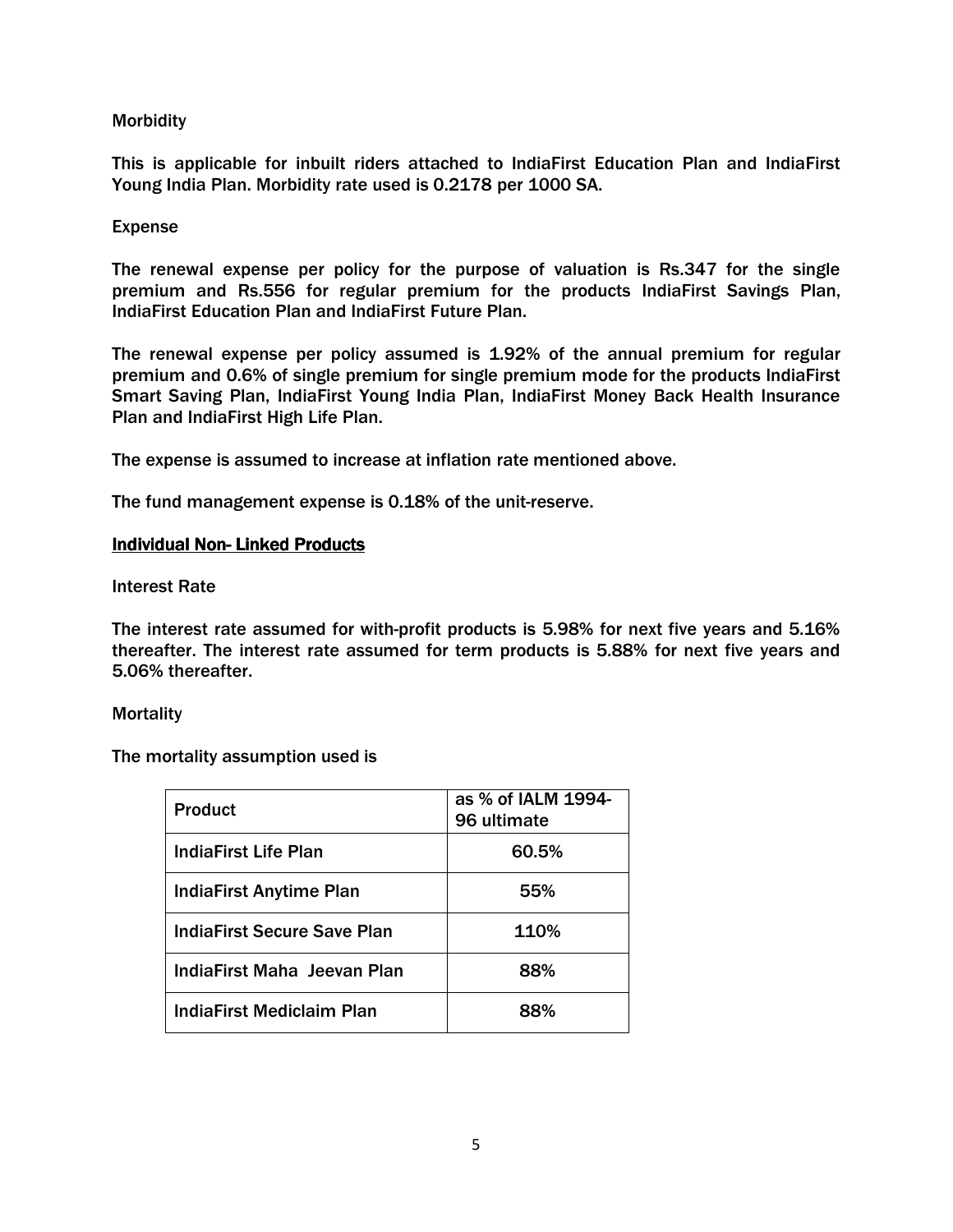Morbidity

This is applicable for inbuilt riders attached to IndiaFirst Education Plan and IndiaFirst Young India Plan. Morbidity rate used is 0.2178 per 1000 SA.

Expense

The renewal expense per policy for the purpose of valuation is Rs.347 for the single premium and Rs.556 for regular premium for the products IndiaFirst Savings Plan, IndiaFirst Education Plan and IndiaFirst Future Plan.

The renewal expense per policy assumed is 1.92% of the annual premium for regular premium and 0.6% of single premium for single premium mode for the products IndiaFirst Smart Saving Plan, IndiaFirst Young India Plan, IndiaFirst Money Back Health Insurance Plan and IndiaFirst High Life Plan.

The expense is assumed to increase at inflation rate mentioned above.

The fund management expense is 0.18% of the unit-reserve.

**Individual Non- Linked Products**

Interest Rate

The interest rate assumed for with-profit products is 5.98% for next five years and 5.16% thereafter. The interest rate assumed for term products is 5.88% for next five years and 5.06% thereafter.

Mortality

The mortality assumption used is

| Product | as % of IALM 1994-96 ultimate |
|---|---|
| IndiaFirst Life Plan | 60.5% |
| IndiaFirst Anytime Plan | 55% |
| IndiaFirst Secure Save Plan | 110% |
| IndiaFirst Maha Jeevan Plan | 88% |
| IndiaFirst Mediclaim Plan | 88% |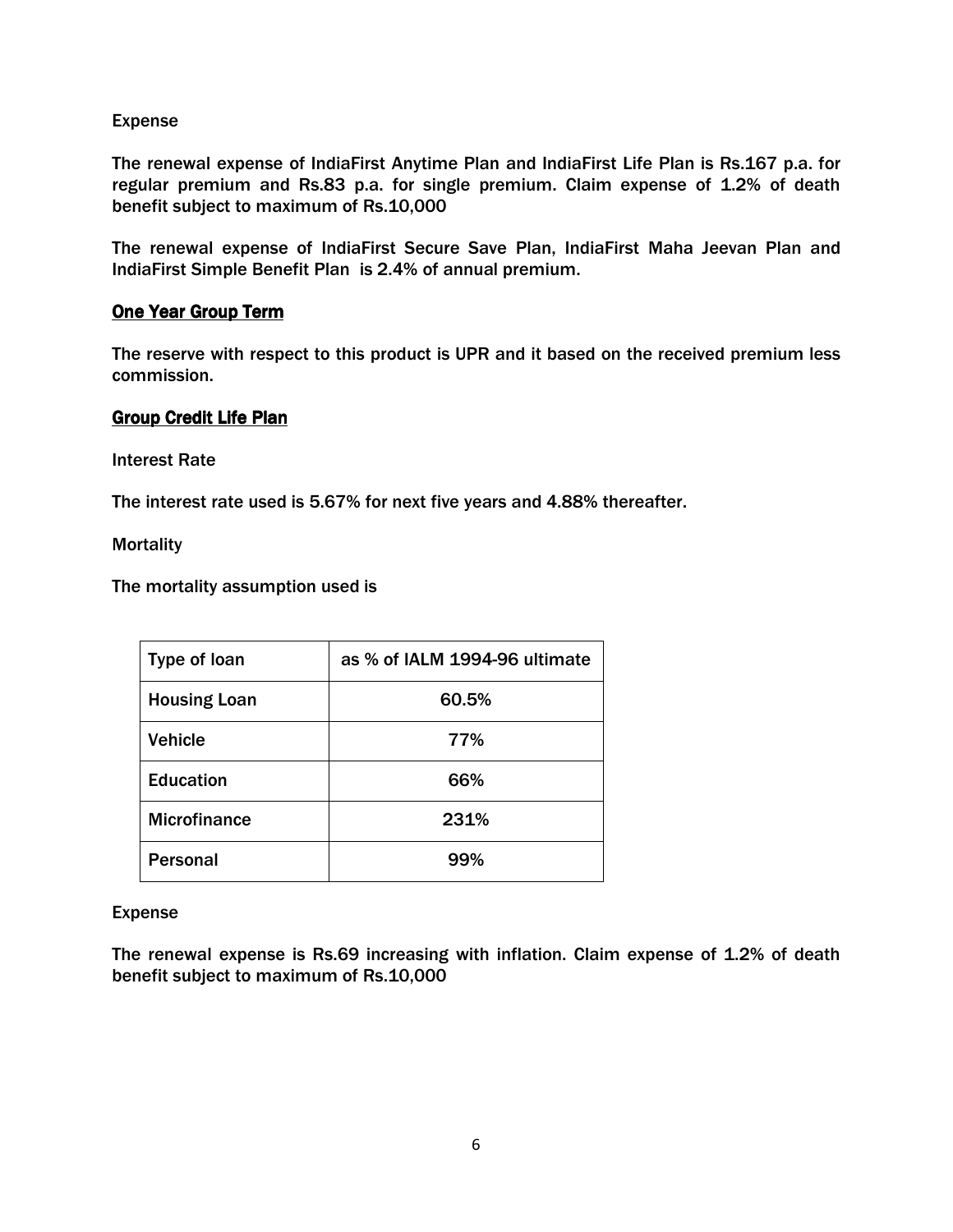Expense

The renewal expense of IndiaFirst Anytime Plan and IndiaFirst Life Plan is Rs.167 p.a. for regular premium and Rs.83 p.a. for single premium. Claim expense of 1.2% of death benefit subject to maximum of Rs.10,000

The renewal expense of IndiaFirst Secure Save Plan, IndiaFirst Maha Jeevan Plan and IndiaFirst Simple Benefit Plan is 2.4% of annual premium.

## <u>One Year Group Term</u>

The reserve with respect to this product is UPR and it based on the received premium less commission.

## <u>Group Credit Life Plan</u>

Interest Rate

The interest rate used is 5.67% for next five years and 4.88% thereafter.

Mortality

The mortality assumption used is

| Type of loan | as % of IALM 1994-96 ultimate |
|---|---|
| Housing Loan | 60.5% |
| Vehicle | 77% |
| Education | 66% |
| Microfinance | 231% |
| Personal | 99% |

Expense

The renewal expense is Rs.69 increasing with inflation. Claim expense of 1.2% of death benefit subject to maximum of Rs.10,000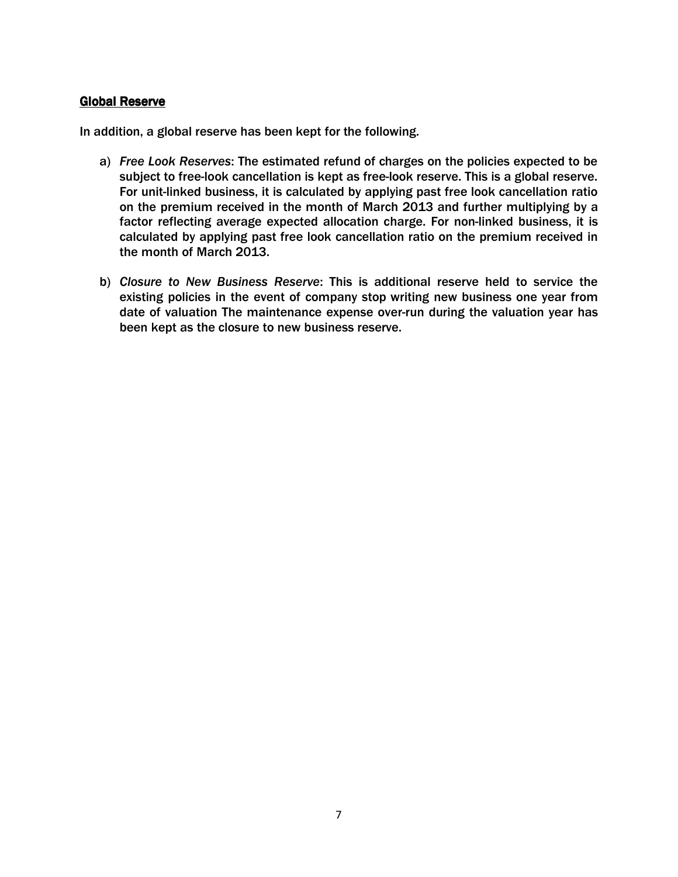## **Global Reserve**

In addition, a global reserve has been kept for the following.

a) *Free Look Reserves*: The estimated refund of charges on the policies expected to be subject to free-look cancellation is kept as free-look reserve. This is a global reserve. For unit-linked business, it is calculated by applying past free look cancellation ratio on the premium received in the month of March 2013 and further multiplying by a factor reflecting average expected allocation charge. For non-linked business, it is calculated by applying past free look cancellation ratio on the premium received in the month of March 2013.

b) *Closure to New Business Reserve*: This is additional reserve held to service the existing policies in the event of company stop writing new business one year from date of valuation The maintenance expense over-run during the valuation year has been kept as the closure to new business reserve.